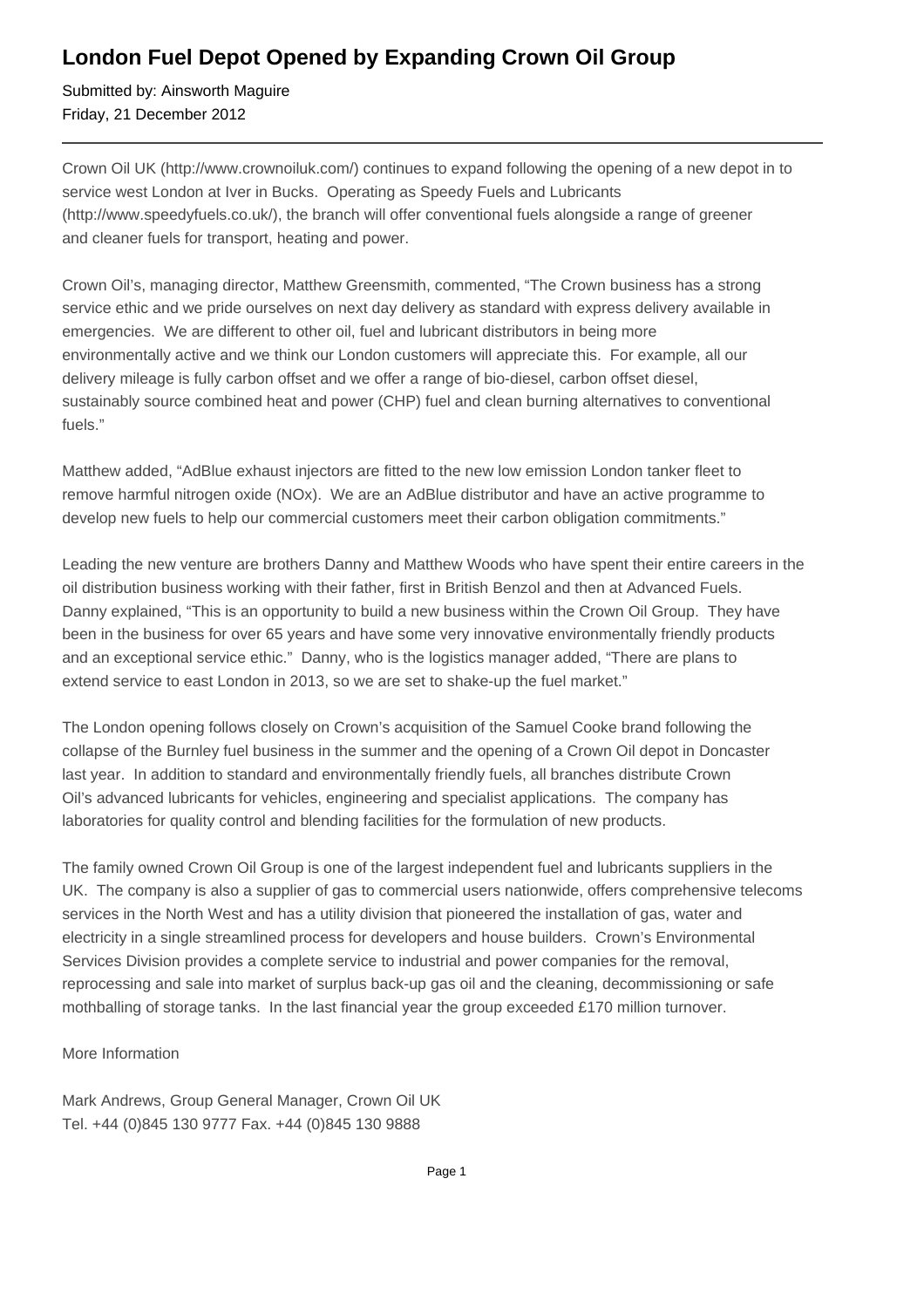# London Fuel Depot Opened by Expanding Crown Oil Group

Submitted by: Ainsworth Maguire
Friday, 21 December 2012

---

Crown Oil UK (http://www.crownoiluk.com/) continues to expand following the opening of a new depot in to service west London at Iver in Bucks. Operating as Speedy Fuels and Lubricants (http://www.speedyfuels.co.uk/), the branch will offer conventional fuels alongside a range of greener and cleaner fuels for transport, heating and power.

Crown Oil's, managing director, Matthew Greensmith, commented, "The Crown business has a strong service ethic and we pride ourselves on next day delivery as standard with express delivery available in emergencies. We are different to other oil, fuel and lubricant distributors in being more environmentally active and we think our London customers will appreciate this. For example, all our delivery mileage is fully carbon offset and we offer a range of bio-diesel, carbon offset diesel, sustainably source combined heat and power (CHP) fuel and clean burning alternatives to conventional fuels."

Matthew added, "AdBlue exhaust injectors are fitted to the new low emission London tanker fleet to remove harmful nitrogen oxide (NOx). We are an AdBlue distributor and have an active programme to develop new fuels to help our commercial customers meet their carbon obligation commitments."

Leading the new venture are brothers Danny and Matthew Woods who have spent their entire careers in the oil distribution business working with their father, first in British Benzol and then at Advanced Fuels. Danny explained, "This is an opportunity to build a new business within the Crown Oil Group. They have been in the business for over 65 years and have some very innovative environmentally friendly products and an exceptional service ethic." Danny, who is the logistics manager added, "There are plans to extend service to east London in 2013, so we are set to shake-up the fuel market."

The London opening follows closely on Crown's acquisition of the Samuel Cooke brand following the collapse of the Burnley fuel business in the summer and the opening of a Crown Oil depot in Doncaster last year. In addition to standard and environmentally friendly fuels, all branches distribute Crown Oil's advanced lubricants for vehicles, engineering and specialist applications. The company has laboratories for quality control and blending facilities for the formulation of new products.

The family owned Crown Oil Group is one of the largest independent fuel and lubricants suppliers in the UK. The company is also a supplier of gas to commercial users nationwide, offers comprehensive telecoms services in the North West and has a utility division that pioneered the installation of gas, water and electricity in a single streamlined process for developers and house builders. Crown's Environmental Services Division provides a complete service to industrial and power companies for the removal, reprocessing and sale into market of surplus back-up gas oil and the cleaning, decommissioning or safe mothballing of storage tanks. In the last financial year the group exceeded £170 million turnover.

More Information

Mark Andrews, Group General Manager, Crown Oil UK
Tel. +44 (0)845 130 9777 Fax. +44 (0)845 130 9888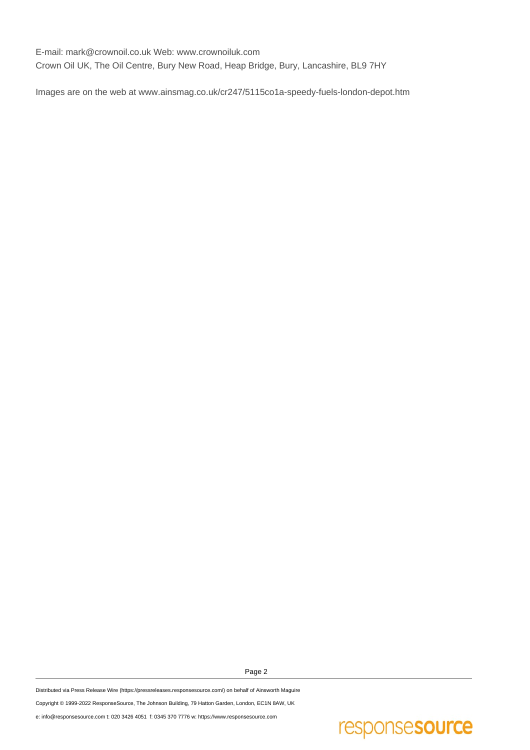E-mail: mark@crownoil.co.uk Web: www.crownoiluk.com
Crown Oil UK, The Oil Centre, Bury New Road, Heap Bridge, Bury, Lancashire, BL9 7HY

Images are on the web at www.ainsmag.co.uk/cr247/5115co1a-speedy-fuels-london-depot.htm